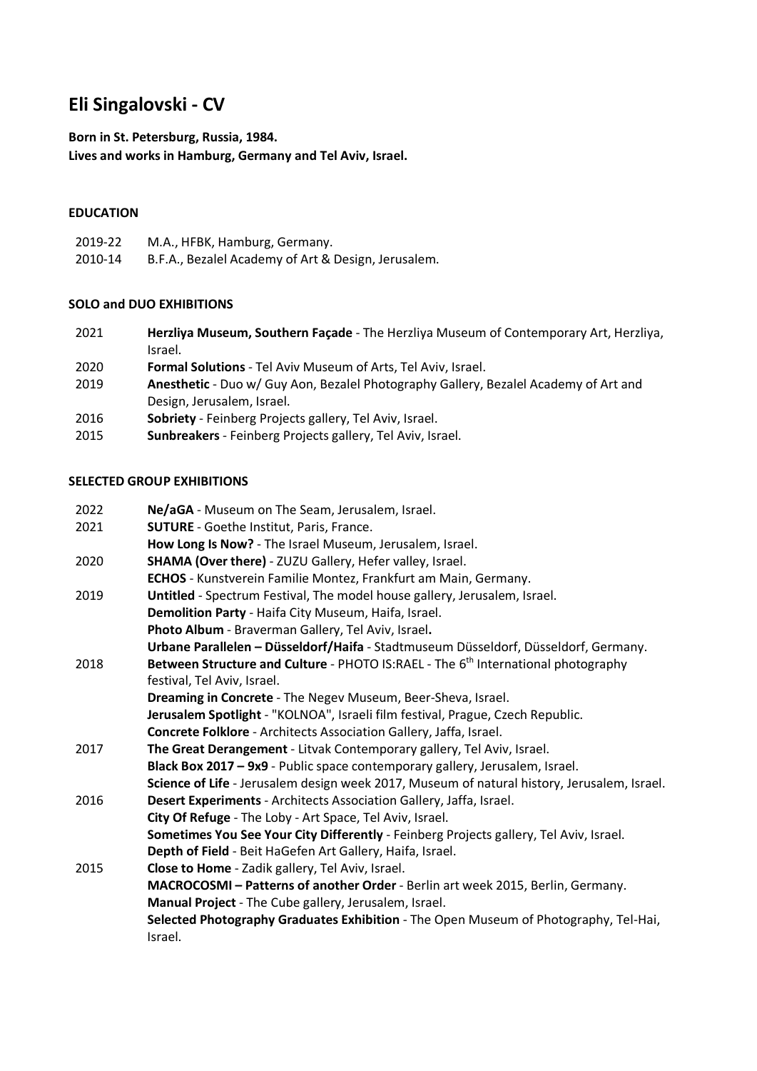# Eli Singalovski - CV

**Born in St. Petersburg, Russia, 1984.**
**Lives and works in Hamburg, Germany and Tel Aviv, Israel.**

## EDUCATION

2019-22 M.A., HFBK, Hamburg, Germany.
2010-14 B.F.A., Bezalel Academy of Art & Design, Jerusalem.

## SOLO and DUO EXHIBITIONS

2021 **Herzliya Museum, Southern Façade** - The Herzliya Museum of Contemporary Art, Herzliya, Israel.
2020 **Formal Solutions** - Tel Aviv Museum of Arts, Tel Aviv, Israel.
2019 **Anesthetic** - Duo w/ Guy Aon, Bezalel Photography Gallery, Bezalel Academy of Art and Design, Jerusalem, Israel.
2016 **Sobriety** - Feinberg Projects gallery, Tel Aviv, Israel.
2015 **Sunbreakers** - Feinberg Projects gallery, Tel Aviv, Israel.

## SELECTED GROUP EXHIBITIONS

2022 **Ne/aGA** - Museum on The Seam, Jerusalem, Israel.
2021 **SUTURE** - Goethe Institut, Paris, France.
**How Long Is Now?** - The Israel Museum, Jerusalem, Israel.
2020 **SHAMA (Over there)** - ZUZU Gallery, Hefer valley, Israel.
**ECHOS** - Kunstverein Familie Montez, Frankfurt am Main, Germany.
2019 **Untitled** - Spectrum Festival, The model house gallery, Jerusalem, Israel.
**Demolition Party** - Haifa City Museum, Haifa, Israel.
**Photo Album** - Braverman Gallery, Tel Aviv, Israel**.**
**Urbane Parallelen – Düsseldorf/Haifa** - Stadtmuseum Düsseldorf, Düsseldorf, Germany.
2018 **Between Structure and Culture** - PHOTO IS:RAEL - The 6th International photography festival, Tel Aviv, Israel.
**Dreaming in Concrete** - The Negev Museum, Beer-Sheva, Israel.
**Jerusalem Spotlight** - "KOLNOA", Israeli film festival, Prague, Czech Republic.
**Concrete Folklore** - Architects Association Gallery, Jaffa, Israel.
2017 **The Great Derangement** - Litvak Contemporary gallery, Tel Aviv, Israel.
**Black Box 2017 – 9x9** - Public space contemporary gallery, Jerusalem, Israel.
**Science of Life** - Jerusalem design week 2017, Museum of natural history, Jerusalem, Israel.
2016 **Desert Experiments** - Architects Association Gallery, Jaffa, Israel.
**City Of Refuge** - The Loby - Art Space, Tel Aviv, Israel.
**Sometimes You See Your City Differently** - Feinberg Projects gallery, Tel Aviv, Israel.
**Depth of Field** - Beit HaGefen Art Gallery, Haifa, Israel.
2015 **Close to Home** - Zadik gallery, Tel Aviv, Israel.
**MACROCOSMI – Patterns of another Order** - Berlin art week 2015, Berlin, Germany.
**Manual Project** - The Cube gallery, Jerusalem, Israel.
**Selected Photography Graduates Exhibition** - The Open Museum of Photography, Tel-Hai, Israel.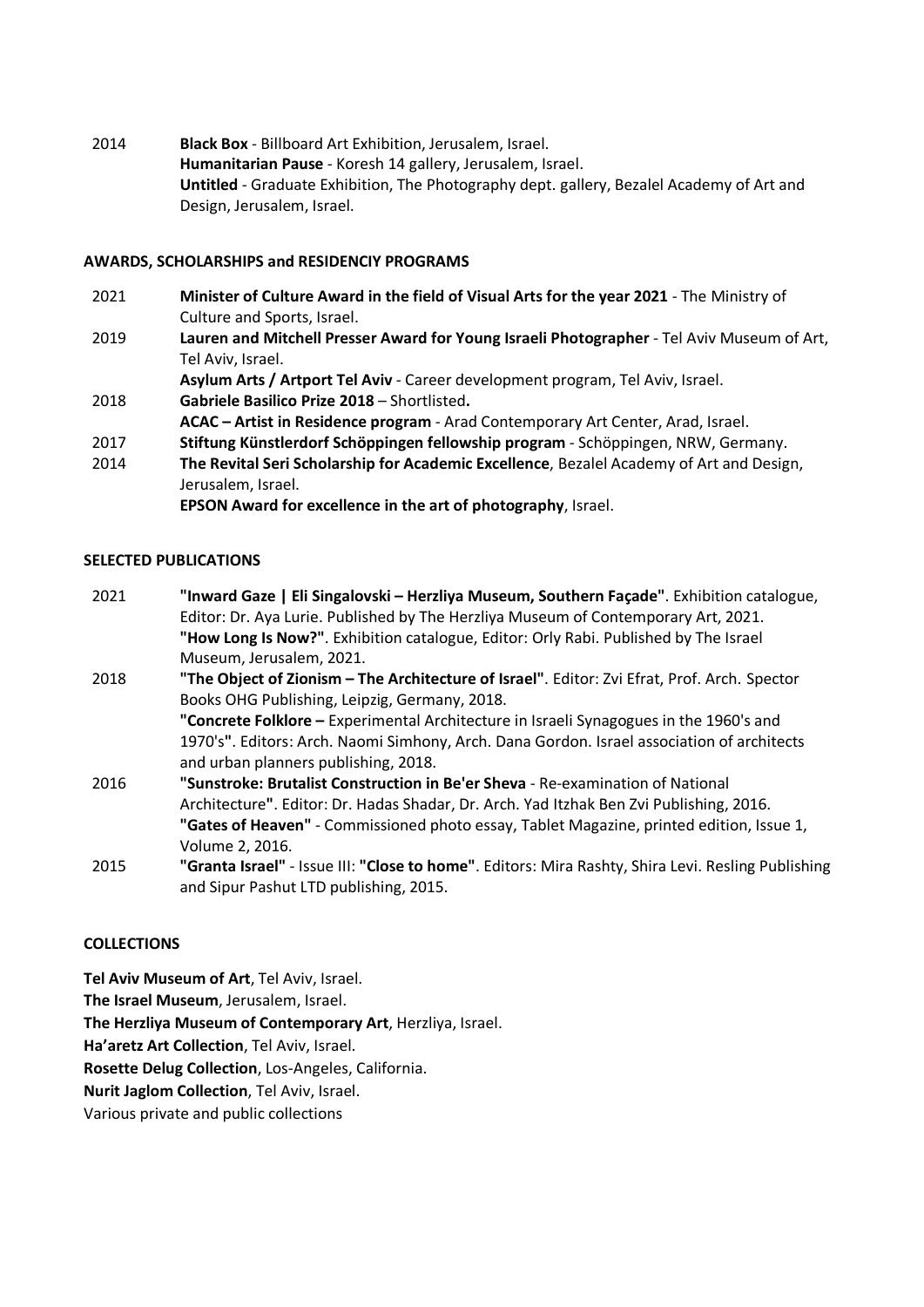2014 **Black Box** - Billboard Art Exhibition, Jerusalem, Israel.
**Humanitarian Pause** - Koresh 14 gallery, Jerusalem, Israel.
**Untitled** - Graduate Exhibition, The Photography dept. gallery, Bezalel Academy of Art and Design, Jerusalem, Israel.

**AWARDS, SCHOLARSHIPS and RESIDENCIY PROGRAMS**

2021 **Minister of Culture Award in the field of Visual Arts for the year 2021** - The Ministry of Culture and Sports, Israel.
2019 **Lauren and Mitchell Presser Award for Young Israeli Photographer** - Tel Aviv Museum of Art, Tel Aviv, Israel.
**Asylum Arts / Artport Tel Aviv** - Career development program, Tel Aviv, Israel.
2018 **Gabriele Basilico Prize 2018** – Shortlisted**.**
**ACAC – Artist in Residence program** - Arad Contemporary Art Center, Arad, Israel.
2017 **Stiftung Künstlerdorf Schöppingen fellowship program** - Schöppingen, NRW, Germany.
2014 **The Revital Seri Scholarship for Academic Excellence**, Bezalel Academy of Art and Design, Jerusalem, Israel.
**EPSON Award for excellence in the art of photography**, Israel.

**SELECTED PUBLICATIONS**

2021 **"Inward Gaze | Eli Singalovski – Herzliya Museum, Southern Façade"**. Exhibition catalogue, Editor: Dr. Aya Lurie. Published by The Herzliya Museum of Contemporary Art, 2021.
**"How Long Is Now?"**. Exhibition catalogue, Editor: Orly Rabi. Published by The Israel Museum, Jerusalem, 2021.
2018 **"The Object of Zionism – The Architecture of Israel"**. Editor: Zvi Efrat, Prof. Arch. Spector Books OHG Publishing, Leipzig, Germany, 2018.
**"Concrete Folklore –** Experimental Architecture in Israeli Synagogues in the 1960's and 1970's**"**. Editors: Arch. Naomi Simhony, Arch. Dana Gordon. Israel association of architects and urban planners publishing, 2018.
2016 **"Sunstroke: Brutalist Construction in Be'er Sheva** - Re-examination of National Architecture**"**. Editor: Dr. Hadas Shadar, Dr. Arch. Yad Itzhak Ben Zvi Publishing, 2016.
**"Gates of Heaven"** - Commissioned photo essay, Tablet Magazine, printed edition, Issue 1, Volume 2, 2016.
2015 **"Granta Israel"** - Issue III: **"Close to home"**. Editors: Mira Rashty, Shira Levi. Resling Publishing and Sipur Pashut LTD publishing, 2015.

**COLLECTIONS**

**Tel Aviv Museum of Art**, Tel Aviv, Israel.
**The Israel Museum**, Jerusalem, Israel.
**The Herzliya Museum of Contemporary Art**, Herzliya, Israel.
**Ha'aretz Art Collection**, Tel Aviv, Israel.
**Rosette Delug Collection**, Los-Angeles, California.
**Nurit Jaglom Collection**, Tel Aviv, Israel.
Various private and public collections